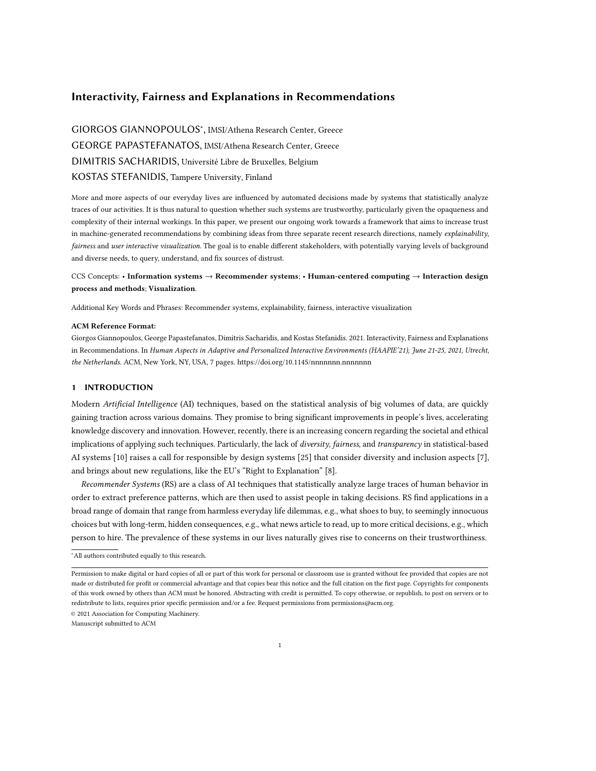# Interactivity, Fairness and Explanations in Recommendations

GIORGOS GIANNOPOULOS[*], IMSI/Athena Research Center, Greece

GEORGE PAPASTEFANATOS, IMSI/Athena Research Center, Greece

DIMITRIS SACHARIDIS, Université Libre de Bruxelles, Belgium

KOSTAS STEFANIDIS, Tampere University, Finland

More and more aspects of our everyday lives are influenced by automated decisions made by systems that statistically analyze traces of our activities. It is thus natural to question whether such systems are trustworthy, particularly given the opaqueness and complexity of their internal workings. In this paper, we present our ongoing work towards a framework that aims to increase trust in machine-generated recommendations by combining ideas from three separate recent research directions, namely *explainability*, *fairness* and *user interactive visualization*. The goal is to enable different stakeholders, with potentially varying levels of background and diverse needs, to query, understand, and fix sources of distrust.

CCS Concepts: • **Information systems → Recommender systems**; • **Human-centered computing → Interaction design process and methods**; **Visualization**.

Additional Key Words and Phrases: Recommender systems, explainability, fairness, interactive visualization

**ACM Reference Format:**

Giorgos Giannopoulos, George Papastefanatos, Dimitris Sacharidis, and Kostas Stefanidis. 2021. Interactivity, Fairness and Explanations in Recommendations. In *Human Aspects in Adaptive and Personalized Interactive Environments (HAAPIE'21), June 21-25, 2021, Utrecht, the Netherlands.* ACM, New York, NY, USA, 7 pages. https://doi.org/10.1145/nnnnnnn.nnnnnnn

## 1 INTRODUCTION

Modern *Artificial Intelligence* (AI) techniques, based on the statistical analysis of big volumes of data, are quickly gaining traction across various domains. They promise to bring significant improvements in people's lives, accelerating knowledge discovery and innovation. However, recently, there is an increasing concern regarding the societal and ethical implications of applying such techniques. Particularly, the lack of *diversity*, *fairness*, and *transparency* in statistical-based AI systems [10] raises a call for responsible by design systems [25] that consider diversity and inclusion aspects [7], and brings about new regulations, like the EU's "Right to Explanation" [8].

*Recommender Systems* (RS) are a class of AI techniques that statistically analyze large traces of human behavior in order to extract preference patterns, which are then used to assist people in taking decisions. RS find applications in a broad range of domain that range from harmless everyday life dilemmas, e.g., what shoes to buy, to seemingly innocuous choices but with long-term, hidden consequences, e.g., what news article to read, up to more critical decisions, e.g., which person to hire. The prevalence of these systems in our lives naturally gives rise to concerns on their trustworthiness.

[*] All authors contributed equally to this research.

Permission to make digital or hard copies of all or part of this work for personal or classroom use is granted without fee provided that copies are not made or distributed for profit or commercial advantage and that copies bear this notice and the full citation on the first page. Copyrights for components of this work owned by others than ACM must be honored. Abstracting with credit is permitted. To copy otherwise, or republish, to post on servers or to redistribute to lists, requires prior specific permission and/or a fee. Request permissions from permissions@acm.org.

© 2021 Association for Computing Machinery.

Manuscript submitted to ACM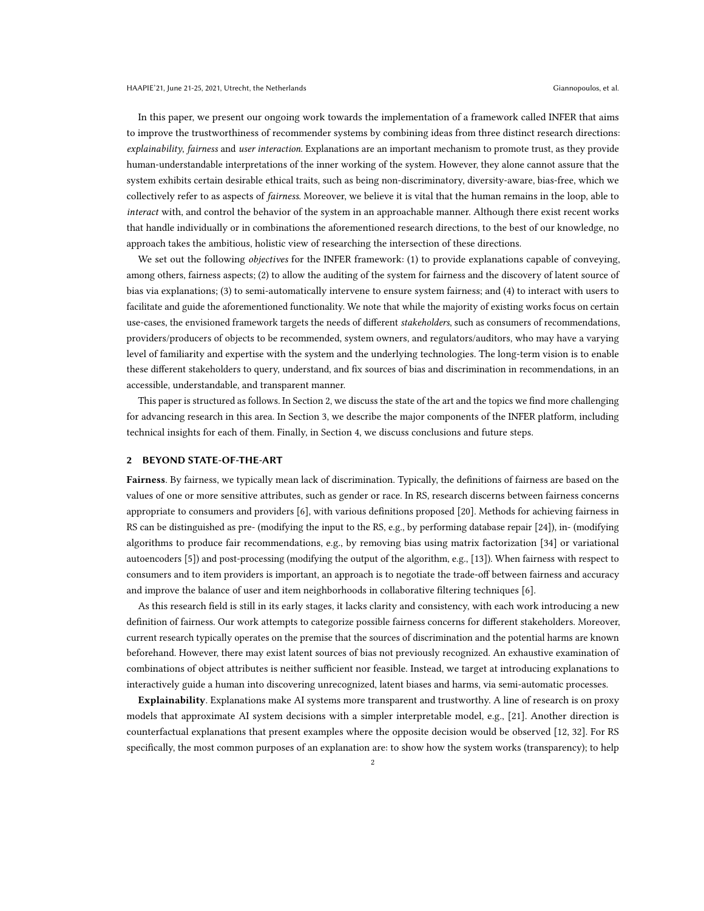In this paper, we present our ongoing work towards the implementation of a framework called INFER that aims to improve the trustworthiness of recommender systems by combining ideas from three distinct research directions: *explainability*, *fairness* and *user interaction*. Explanations are an important mechanism to promote trust, as they provide human-understandable interpretations of the inner working of the system. However, they alone cannot assure that the system exhibits certain desirable ethical traits, such as being non-discriminatory, diversity-aware, bias-free, which we collectively refer to as aspects of *fairness*. Moreover, we believe it is vital that the human remains in the loop, able to *interact* with, and control the behavior of the system in an approachable manner. Although there exist recent works that handle individually or in combinations the aforementioned research directions, to the best of our knowledge, no approach takes the ambitious, holistic view of researching the intersection of these directions.

We set out the following *objectives* for the INFER framework: (1) to provide explanations capable of conveying, among others, fairness aspects; (2) to allow the auditing of the system for fairness and the discovery of latent source of bias via explanations; (3) to semi-automatically intervene to ensure system fairness; and (4) to interact with users to facilitate and guide the aforementioned functionality. We note that while the majority of existing works focus on certain use-cases, the envisioned framework targets the needs of different *stakeholders*, such as consumers of recommendations, providers/producers of objects to be recommended, system owners, and regulators/auditors, who may have a varying level of familiarity and expertise with the system and the underlying technologies. The long-term vision is to enable these different stakeholders to query, understand, and fix sources of bias and discrimination in recommendations, in an accessible, understandable, and transparent manner.

This paper is structured as follows. In Section 2, we discuss the state of the art and the topics we find more challenging for advancing research in this area. In Section 3, we describe the major components of the INFER platform, including technical insights for each of them. Finally, in Section 4, we discuss conclusions and future steps.

## 2 BEYOND STATE-OF-THE-ART

**Fairness**. By fairness, we typically mean lack of discrimination. Typically, the definitions of fairness are based on the values of one or more sensitive attributes, such as gender or race. In RS, research discerns between fairness concerns appropriate to consumers and providers [6], with various definitions proposed [20]. Methods for achieving fairness in RS can be distinguished as pre- (modifying the input to the RS, e.g., by performing database repair [24]), in- (modifying algorithms to produce fair recommendations, e.g., by removing bias using matrix factorization [34] or variational autoencoders [5]) and post-processing (modifying the output of the algorithm, e.g., [13]). When fairness with respect to consumers and to item providers is important, an approach is to negotiate the trade-off between fairness and accuracy and improve the balance of user and item neighborhoods in collaborative filtering techniques [6].

As this research field is still in its early stages, it lacks clarity and consistency, with each work introducing a new definition of fairness. Our work attempts to categorize possible fairness concerns for different stakeholders. Moreover, current research typically operates on the premise that the sources of discrimination and the potential harms are known beforehand. However, there may exist latent sources of bias not previously recognized. An exhaustive examination of combinations of object attributes is neither sufficient nor feasible. Instead, we target at introducing explanations to interactively guide a human into discovering unrecognized, latent biases and harms, via semi-automatic processes.

**Explainability**. Explanations make AI systems more transparent and trustworthy. A line of research is on proxy models that approximate AI system decisions with a simpler interpretable model, e.g., [21]. Another direction is counterfactual explanations that present examples where the opposite decision would be observed [12, 32]. For RS specifically, the most common purposes of an explanation are: to show how the system works (transparency); to help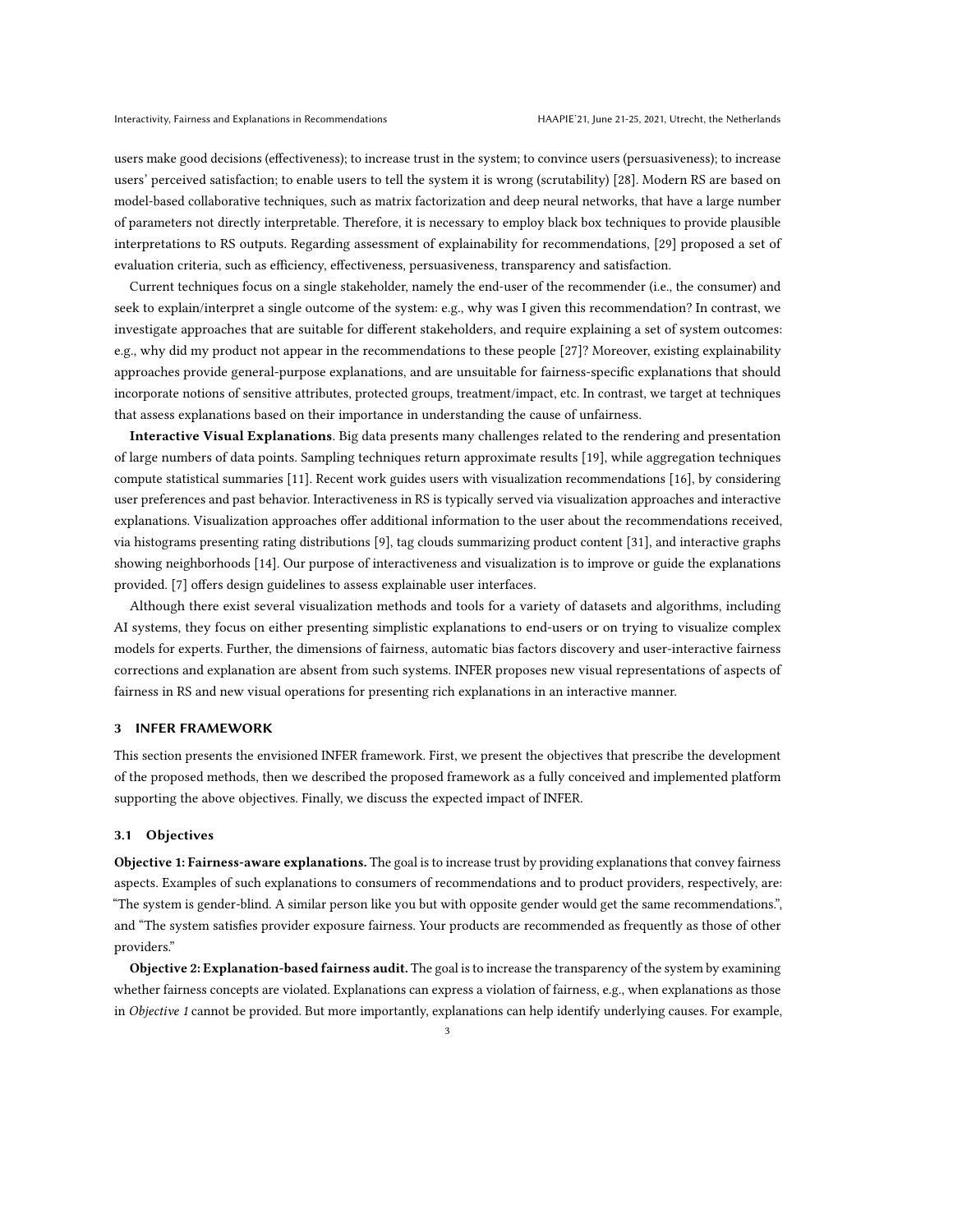users make good decisions (effectiveness); to increase trust in the system; to convince users (persuasiveness); to increase users' perceived satisfaction; to enable users to tell the system it is wrong (scrutability) [28]. Modern RS are based on model-based collaborative techniques, such as matrix factorization and deep neural networks, that have a large number of parameters not directly interpretable. Therefore, it is necessary to employ black box techniques to provide plausible interpretations to RS outputs. Regarding assessment of explainability for recommendations, [29] proposed a set of evaluation criteria, such as efficiency, effectiveness, persuasiveness, transparency and satisfaction.

Current techniques focus on a single stakeholder, namely the end-user of the recommender (i.e., the consumer) and seek to explain/interpret a single outcome of the system: e.g., why was I given this recommendation? In contrast, we investigate approaches that are suitable for different stakeholders, and require explaining a set of system outcomes: e.g., why did my product not appear in the recommendations to these people [27]? Moreover, existing explainability approaches provide general-purpose explanations, and are unsuitable for fairness-specific explanations that should incorporate notions of sensitive attributes, protected groups, treatment/impact, etc. In contrast, we target at techniques that assess explanations based on their importance in understanding the cause of unfairness.

**Interactive Visual Explanations**. Big data presents many challenges related to the rendering and presentation of large numbers of data points. Sampling techniques return approximate results [19], while aggregation techniques compute statistical summaries [11]. Recent work guides users with visualization recommendations [16], by considering user preferences and past behavior. Interactiveness in RS is typically served via visualization approaches and interactive explanations. Visualization approaches offer additional information to the user about the recommendations received, via histograms presenting rating distributions [9], tag clouds summarizing product content [31], and interactive graphs showing neighborhoods [14]. Our purpose of interactiveness and visualization is to improve or guide the explanations provided. [7] offers design guidelines to assess explainable user interfaces.

Although there exist several visualization methods and tools for a variety of datasets and algorithms, including AI systems, they focus on either presenting simplistic explanations to end-users or on trying to visualize complex models for experts. Further, the dimensions of fairness, automatic bias factors discovery and user-interactive fairness corrections and explanation are absent from such systems. INFER proposes new visual representations of aspects of fairness in RS and new visual operations for presenting rich explanations in an interactive manner.

## 3 INFER FRAMEWORK

This section presents the envisioned INFER framework. First, we present the objectives that prescribe the development of the proposed methods, then we described the proposed framework as a fully conceived and implemented platform supporting the above objectives. Finally, we discuss the expected impact of INFER.

### 3.1 Objectives

**Objective 1: Fairness-aware explanations.** The goal is to increase trust by providing explanations that convey fairness aspects. Examples of such explanations to consumers of recommendations and to product providers, respectively, are: "The system is gender-blind. A similar person like you but with opposite gender would get the same recommendations.", and "The system satisfies provider exposure fairness. Your products are recommended as frequently as those of other providers."

**Objective 2: Explanation-based fairness audit.** The goal is to increase the transparency of the system by examining whether fairness concepts are violated. Explanations can express a violation of fairness, e.g., when explanations as those in *Objective 1* cannot be provided. But more importantly, explanations can help identify underlying causes. For example,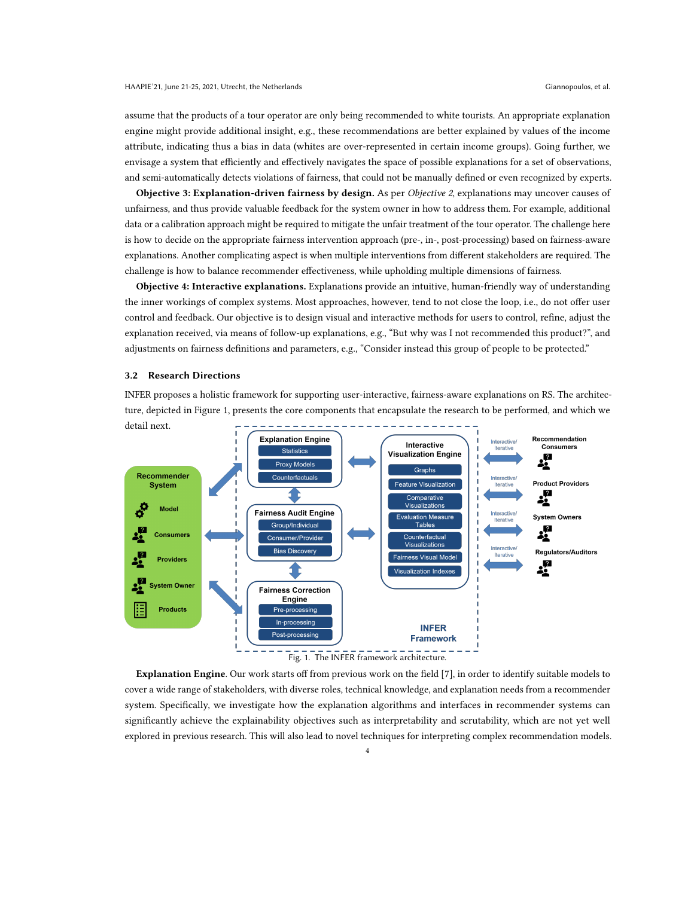assume that the products of a tour operator are only being recommended to white tourists. An appropriate explanation engine might provide additional insight, e.g., these recommendations are better explained by values of the income attribute, indicating thus a bias in data (whites are over-represented in certain income groups). Going further, we envisage a system that efficiently and effectively navigates the space of possible explanations for a set of observations, and semi-automatically detects violations of fairness, that could not be manually defined or even recognized by experts.

**Objective 3: Explanation-driven fairness by design.** As per *Objective 2*, explanations may uncover causes of unfairness, and thus provide valuable feedback for the system owner in how to address them. For example, additional data or a calibration approach might be required to mitigate the unfair treatment of the tour operator. The challenge here is how to decide on the appropriate fairness intervention approach (pre-, in-, post-processing) based on fairness-aware explanations. Another complicating aspect is when multiple interventions from different stakeholders are required. The challenge is how to balance recommender effectiveness, while upholding multiple dimensions of fairness.

**Objective 4: Interactive explanations.** Explanations provide an intuitive, human-friendly way of understanding the inner workings of complex systems. Most approaches, however, tend to not close the loop, i.e., do not offer user control and feedback. Our objective is to design visual and interactive methods for users to control, refine, adjust the explanation received, via means of follow-up explanations, e.g., "But why was I not recommended this product?", and adjustments on fairness definitions and parameters, e.g., "Consider instead this group of people to be protected."

### 3.2 Research Directions

INFER proposes a holistic framework for supporting user-interactive, fairness-aware explanations on RS. The architecture, depicted in Figure 1, presents the core components that encapsulate the research to be performed, and which we detail next.

Fig. 1. The INFER framework architecture.

**Explanation Engine**. Our work starts off from previous work on the field [7], in order to identify suitable models to cover a wide range of stakeholders, with diverse roles, technical knowledge, and explanation needs from a recommender system. Specifically, we investigate how the explanation algorithms and interfaces in recommender systems can significantly achieve the explainability objectives such as interpretability and scrutability, which are not yet well explored in previous research. This will also lead to novel techniques for interpreting complex recommendation models.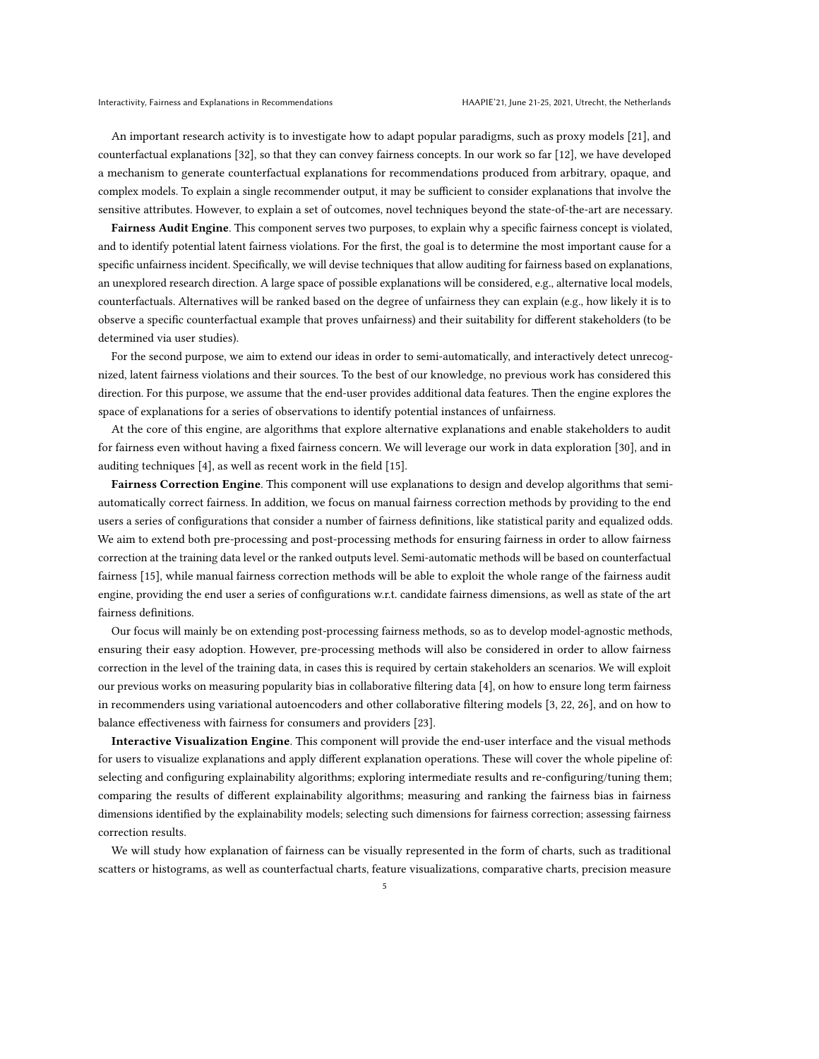An important research activity is to investigate how to adapt popular paradigms, such as proxy models [21], and counterfactual explanations [32], so that they can convey fairness concepts. In our work so far [12], we have developed a mechanism to generate counterfactual explanations for recommendations produced from arbitrary, opaque, and complex models. To explain a single recommender output, it may be sufficient to consider explanations that involve the sensitive attributes. However, to explain a set of outcomes, novel techniques beyond the state-of-the-art are necessary.

**Fairness Audit Engine**. This component serves two purposes, to explain why a specific fairness concept is violated, and to identify potential latent fairness violations. For the first, the goal is to determine the most important cause for a specific unfairness incident. Specifically, we will devise techniques that allow auditing for fairness based on explanations, an unexplored research direction. A large space of possible explanations will be considered, e.g., alternative local models, counterfactuals. Alternatives will be ranked based on the degree of unfairness they can explain (e.g., how likely it is to observe a specific counterfactual example that proves unfairness) and their suitability for different stakeholders (to be determined via user studies).

For the second purpose, we aim to extend our ideas in order to semi-automatically, and interactively detect unrecognized, latent fairness violations and their sources. To the best of our knowledge, no previous work has considered this direction. For this purpose, we assume that the end-user provides additional data features. Then the engine explores the space of explanations for a series of observations to identify potential instances of unfairness.

At the core of this engine, are algorithms that explore alternative explanations and enable stakeholders to audit for fairness even without having a fixed fairness concern. We will leverage our work in data exploration [30], and in auditing techniques [4], as well as recent work in the field [15].

**Fairness Correction Engine**. This component will use explanations to design and develop algorithms that semi-automatically correct fairness. In addition, we focus on manual fairness correction methods by providing to the end users a series of configurations that consider a number of fairness definitions, like statistical parity and equalized odds. We aim to extend both pre-processing and post-processing methods for ensuring fairness in order to allow fairness correction at the training data level or the ranked outputs level. Semi-automatic methods will be based on counterfactual fairness [15], while manual fairness correction methods will be able to exploit the whole range of the fairness audit engine, providing the end user a series of configurations w.r.t. candidate fairness dimensions, as well as state of the art fairness definitions.

Our focus will mainly be on extending post-processing fairness methods, so as to develop model-agnostic methods, ensuring their easy adoption. However, pre-processing methods will also be considered in order to allow fairness correction in the level of the training data, in cases this is required by certain stakeholders an scenarios. We will exploit our previous works on measuring popularity bias in collaborative filtering data [4], on how to ensure long term fairness in recommenders using variational autoencoders and other collaborative filtering models [3, 22, 26], and on how to balance effectiveness with fairness for consumers and providers [23].

**Interactive Visualization Engine**. This component will provide the end-user interface and the visual methods for users to visualize explanations and apply different explanation operations. These will cover the whole pipeline of: selecting and configuring explainability algorithms; exploring intermediate results and re-configuring/tuning them; comparing the results of different explainability algorithms; measuring and ranking the fairness bias in fairness dimensions identified by the explainability models; selecting such dimensions for fairness correction; assessing fairness correction results.

We will study how explanation of fairness can be visually represented in the form of charts, such as traditional scatters or histograms, as well as counterfactual charts, feature visualizations, comparative charts, precision measure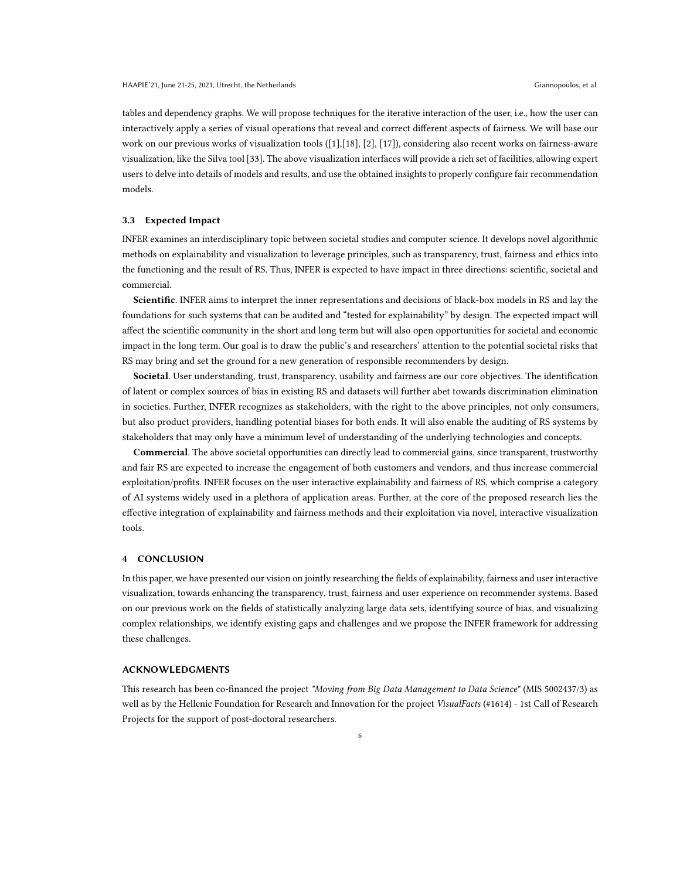tables and dependency graphs. We will propose techniques for the iterative interaction of the user, i.e., how the user can interactively apply a series of visual operations that reveal and correct different aspects of fairness. We will base our work on our previous works of visualization tools ([1],[18], [2], [17]), considering also recent works on fairness-aware visualization, like the Silva tool [33]. The above visualization interfaces will provide a rich set of facilities, allowing expert users to delve into details of models and results, and use the obtained insights to properly configure fair recommendation models.

### 3.3 Expected Impact

INFER examines an interdisciplinary topic between societal studies and computer science. It develops novel algorithmic methods on explainability and visualization to leverage principles, such as transparency, trust, fairness and ethics into the functioning and the result of RS. Thus, INFER is expected to have impact in three directions: scientific, societal and commercial.

**Scientific**. INFER aims to interpret the inner representations and decisions of black-box models in RS and lay the foundations for such systems that can be audited and "tested for explainability" by design. The expected impact will affect the scientific community in the short and long term but will also open opportunities for societal and economic impact in the long term. Our goal is to draw the public's and researchers' attention to the potential societal risks that RS may bring and set the ground for a new generation of responsible recommenders by design.

**Societal**. User understanding, trust, transparency, usability and fairness are our core objectives. The identification of latent or complex sources of bias in existing RS and datasets will further abet towards discrimination elimination in societies. Further, INFER recognizes as stakeholders, with the right to the above principles, not only consumers, but also product providers, handling potential biases for both ends. It will also enable the auditing of RS systems by stakeholders that may only have a minimum level of understanding of the underlying technologies and concepts.

**Commercial**. The above societal opportunities can directly lead to commercial gains, since transparent, trustworthy and fair RS are expected to increase the engagement of both customers and vendors, and thus increase commercial exploitation/profits. INFER focuses on the user interactive explainability and fairness of RS, which comprise a category of AI systems widely used in a plethora of application areas. Further, at the core of the proposed research lies the effective integration of explainability and fairness methods and their exploitation via novel, interactive visualization tools.

## 4 CONCLUSION

In this paper, we have presented our vision on jointly researching the fields of explainability, fairness and user interactive visualization, towards enhancing the transparency, trust, fairness and user experience on recommender systems. Based on our previous work on the fields of statistically analyzing large data sets, identifying source of bias, and visualizing complex relationships, we identify existing gaps and challenges and we propose the INFER framework for addressing these challenges.

## ACKNOWLEDGMENTS

This research has been co-financed the project *"Moving from Big Data Management to Data Science"* (MIS 5002437/3) as well as by the Hellenic Foundation for Research and Innovation for the project *VisualFacts* (#1614) - 1st Call of Research Projects for the support of post-doctoral researchers.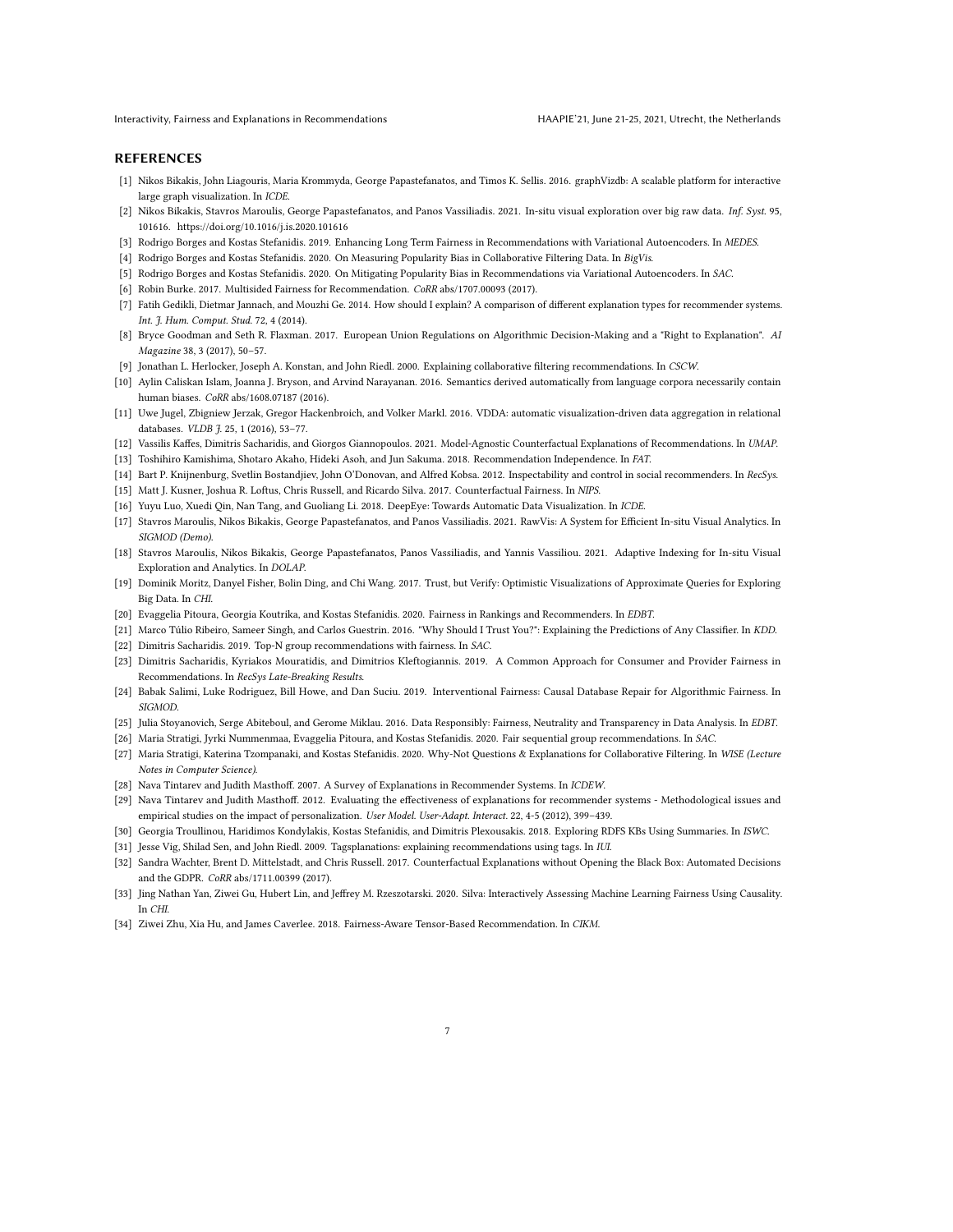## REFERENCES

- [1] Nikos Bikakis, John Liagouris, Maria Krommyda, George Papastefanatos, and Timos K. Sellis. 2016. graphVizdb: A scalable platform for interactive large graph visualization. In *ICDE*.
- [2] Nikos Bikakis, Stavros Maroulis, George Papastefanatos, and Panos Vassiliadis. 2021. In-situ visual exploration over big raw data. *Inf. Syst.* 95, 101616. https://doi.org/10.1016/j.is.2020.101616
- [3] Rodrigo Borges and Kostas Stefanidis. 2019. Enhancing Long Term Fairness in Recommendations with Variational Autoencoders. In *MEDES*.
- [4] Rodrigo Borges and Kostas Stefanidis. 2020. On Measuring Popularity Bias in Collaborative Filtering Data. In *BigVis*.
- [5] Rodrigo Borges and Kostas Stefanidis. 2020. On Mitigating Popularity Bias in Recommendations via Variational Autoencoders. In *SAC*.
- [6] Robin Burke. 2017. Multisided Fairness for Recommendation. *CoRR* abs/1707.00093 (2017).
- [7] Fatih Gedikli, Dietmar Jannach, and Mouzhi Ge. 2014. How should I explain? A comparison of different explanation types for recommender systems. *Int. J. Hum. Comput. Stud.* 72, 4 (2014).
- [8] Bryce Goodman and Seth R. Flaxman. 2017. European Union Regulations on Algorithmic Decision-Making and a "Right to Explanation". *AI Magazine* 38, 3 (2017), 50–57.
- [9] Jonathan L. Herlocker, Joseph A. Konstan, and John Riedl. 2000. Explaining collaborative filtering recommendations. In *CSCW*.
- [10] Aylin Caliskan Islam, Joanna J. Bryson, and Arvind Narayanan. 2016. Semantics derived automatically from language corpora necessarily contain human biases. *CoRR* abs/1608.07187 (2016).
- [11] Uwe Jugel, Zbigniew Jerzak, Gregor Hackenbroich, and Volker Markl. 2016. VDDA: automatic visualization-driven data aggregation in relational databases. *VLDB J.* 25, 1 (2016), 53–77.
- [12] Vassilis Kaffes, Dimitris Sacharidis, and Giorgos Giannopoulos. 2021. Model-Agnostic Counterfactual Explanations of Recommendations. In *UMAP*.
- [13] Toshihiro Kamishima, Shotaro Akaho, Hideki Asoh, and Jun Sakuma. 2018. Recommendation Independence. In *FAT*.
- [14] Bart P. Knijnenburg, Svetlin Bostandjiev, John O'Donovan, and Alfred Kobsa. 2012. Inspectability and control in social recommenders. In *RecSys*.
- [15] Matt J. Kusner, Joshua R. Loftus, Chris Russell, and Ricardo Silva. 2017. Counterfactual Fairness. In *NIPS*.
- [16] Yuyu Luo, Xuedi Qin, Nan Tang, and Guoliang Li. 2018. DeepEye: Towards Automatic Data Visualization. In *ICDE*.
- [17] Stavros Maroulis, Nikos Bikakis, George Papastefanatos, and Panos Vassiliadis. 2021. RawVis: A System for Efficient In-situ Visual Analytics. In *SIGMOD (Demo)*.
- [18] Stavros Maroulis, Nikos Bikakis, George Papastefanatos, Panos Vassiliadis, and Yannis Vassiliou. 2021. Adaptive Indexing for In-situ Visual Exploration and Analytics. In *DOLAP*.
- [19] Dominik Moritz, Danyel Fisher, Bolin Ding, and Chi Wang. 2017. Trust, but Verify: Optimistic Visualizations of Approximate Queries for Exploring Big Data. In *CHI*.
- [20] Evaggelia Pitoura, Georgia Koutrika, and Kostas Stefanidis. 2020. Fairness in Rankings and Recommenders. In *EDBT*.
- [21] Marco Túlio Ribeiro, Sameer Singh, and Carlos Guestrin. 2016. "Why Should I Trust You?": Explaining the Predictions of Any Classifier. In *KDD*.
- [22] Dimitris Sacharidis. 2019. Top-N group recommendations with fairness. In *SAC*.
- [23] Dimitris Sacharidis, Kyriakos Mouratidis, and Dimitrios Kleftogiannis. 2019. A Common Approach for Consumer and Provider Fairness in Recommendations. In *RecSys Late-Breaking Results*.
- [24] Babak Salimi, Luke Rodriguez, Bill Howe, and Dan Suciu. 2019. Interventional Fairness: Causal Database Repair for Algorithmic Fairness. In *SIGMOD*.
- [25] Julia Stoyanovich, Serge Abiteboul, and Gerome Miklau. 2016. Data Responsibly: Fairness, Neutrality and Transparency in Data Analysis. In *EDBT*.
- [26] Maria Stratigi, Jyrki Nummenmaa, Evaggelia Pitoura, and Kostas Stefanidis. 2020. Fair sequential group recommendations. In *SAC*.
- [27] Maria Stratigi, Katerina Tzompanaki, and Kostas Stefanidis. 2020. Why-Not Questions & Explanations for Collaborative Filtering. In *WISE (Lecture Notes in Computer Science)*.
- [28] Nava Tintarev and Judith Masthoff. 2007. A Survey of Explanations in Recommender Systems. In *ICDEW*.
- [29] Nava Tintarev and Judith Masthoff. 2012. Evaluating the effectiveness of explanations for recommender systems - Methodological issues and empirical studies on the impact of personalization. *User Model. User-Adapt. Interact.* 22, 4-5 (2012), 399–439.
- [30] Georgia Troullinou, Haridimos Kondylakis, Kostas Stefanidis, and Dimitris Plexousakis. 2018. Exploring RDFS KBs Using Summaries. In *ISWC*.
- [31] Jesse Vig, Shilad Sen, and John Riedl. 2009. Tagsplanations: explaining recommendations using tags. In *IUI*.
- [32] Sandra Wachter, Brent D. Mittelstadt, and Chris Russell. 2017. Counterfactual Explanations without Opening the Black Box: Automated Decisions and the GDPR. *CoRR* abs/1711.00399 (2017).
- [33] Jing Nathan Yan, Ziwei Gu, Hubert Lin, and Jeffrey M. Rzeszotarski. 2020. Silva: Interactively Assessing Machine Learning Fairness Using Causality. In *CHI*.
- [34] Ziwei Zhu, Xia Hu, and James Caverlee. 2018. Fairness-Aware Tensor-Based Recommendation. In *CIKM*.